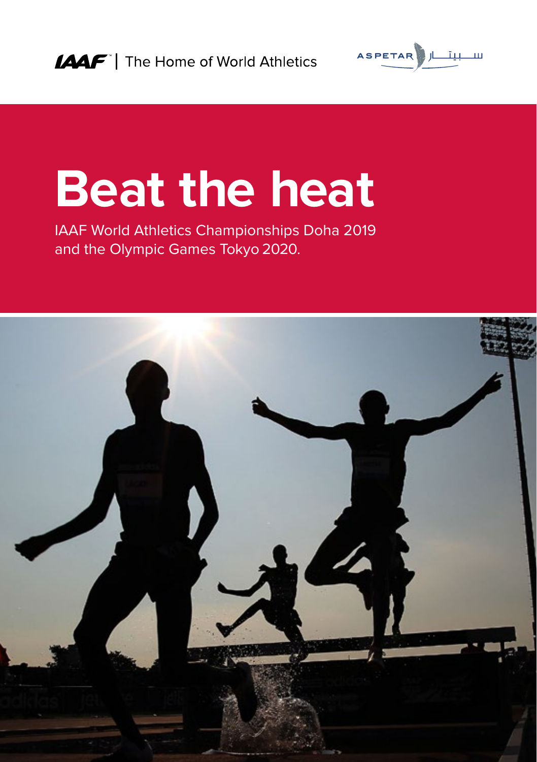IAAF | The Home of World Athletics

ASPETAR

# Beat the heat

IAAF World Athletics Championships Doha 2019 and the Olympic Games Tokyo 2020.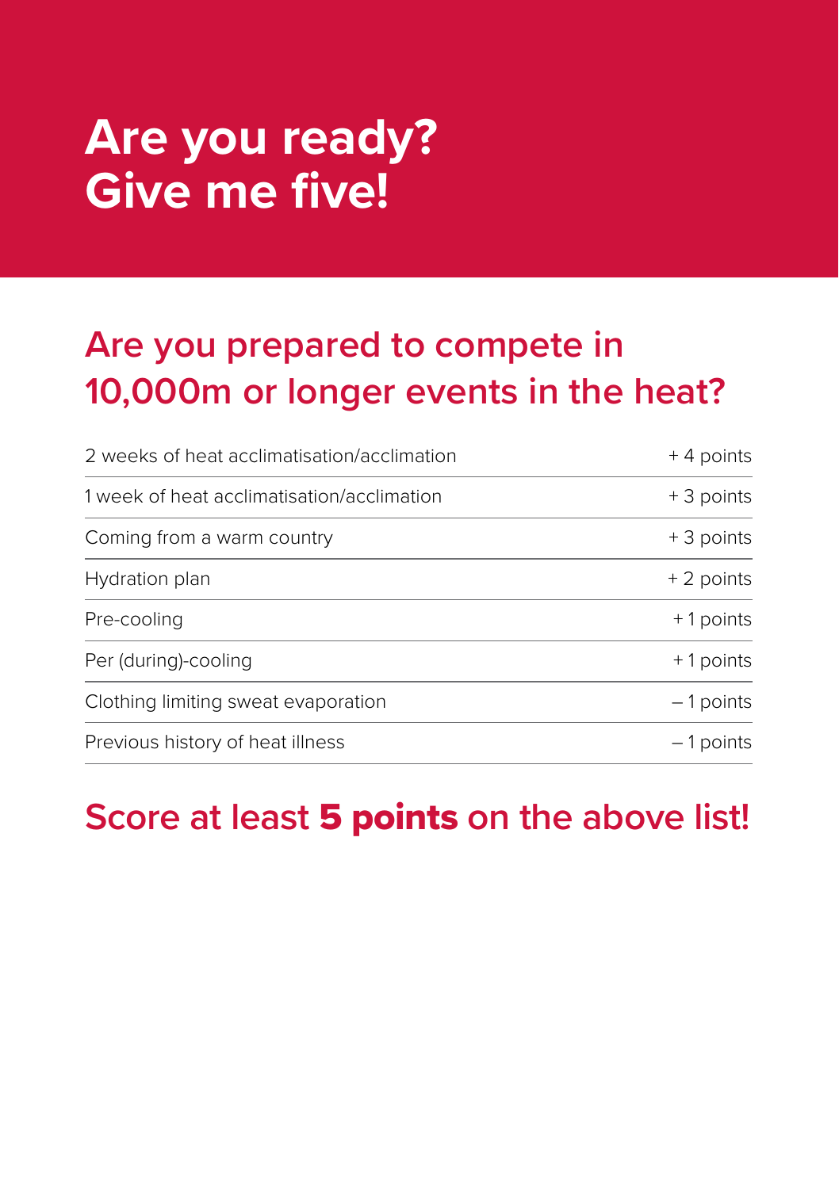# Are you ready?
# Give me five!

## Are you prepared to compete in 10,000m or longer events in the heat?

| | |
|---|---|
| 2 weeks of heat acclimatisation/acclimation | + 4 points |
| 1 week of heat acclimatisation/acclimation | + 3 points |
| Coming from a warm country | + 3 points |
| Hydration plan | + 2 points |
| Pre-cooling | + 1 points |
| Per (during)-cooling | + 1 points |
| Clothing limiting sweat evaporation | – 1 points |
| Previous history of heat illness | – 1 points |

## Score at least **5 points** on the above list!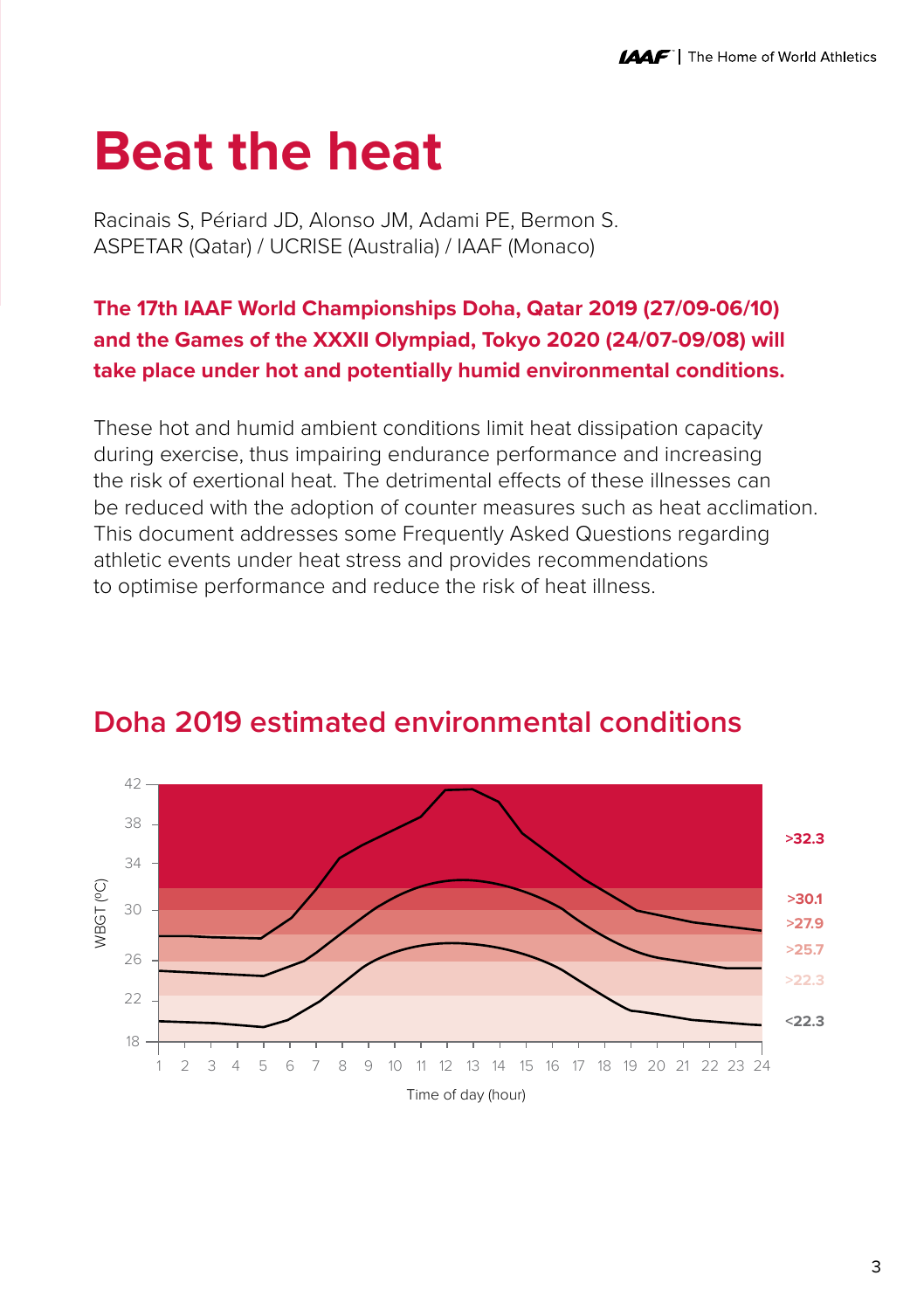# Beat the heat

Racinais S, Périard JD, Alonso JM, Adami PE, Bermon S.
ASPETAR (Qatar) / UCRISE (Australia) / IAAF (Monaco)

**The 17th IAAF World Championships Doha, Qatar 2019 (27/09-06/10) and the Games of the XXXII Olympiad, Tokyo 2020 (24/07-09/08) will take place under hot and potentially humid environmental conditions.**

These hot and humid ambient conditions limit heat dissipation capacity during exercise, thus impairing endurance performance and increasing the risk of exertional heat. The detrimental effects of these illnesses can be reduced with the adoption of counter measures such as heat acclimation. This document addresses some Frequently Asked Questions regarding athletic events under heat stress and provides recommendations to optimise performance and reduce the risk of heat illness.

## Doha 2019 estimated environmental conditions

WBGT (ºC)

42
38
34
30
26
22
18

>32.3
>30.1
>27.9
>25.7
>22.3
<22.3

1 2 3 4 5 6 7 8 9 10 11 12 13 14 15 16 17 18 19 20 21 22 23 24

Time of day (hour)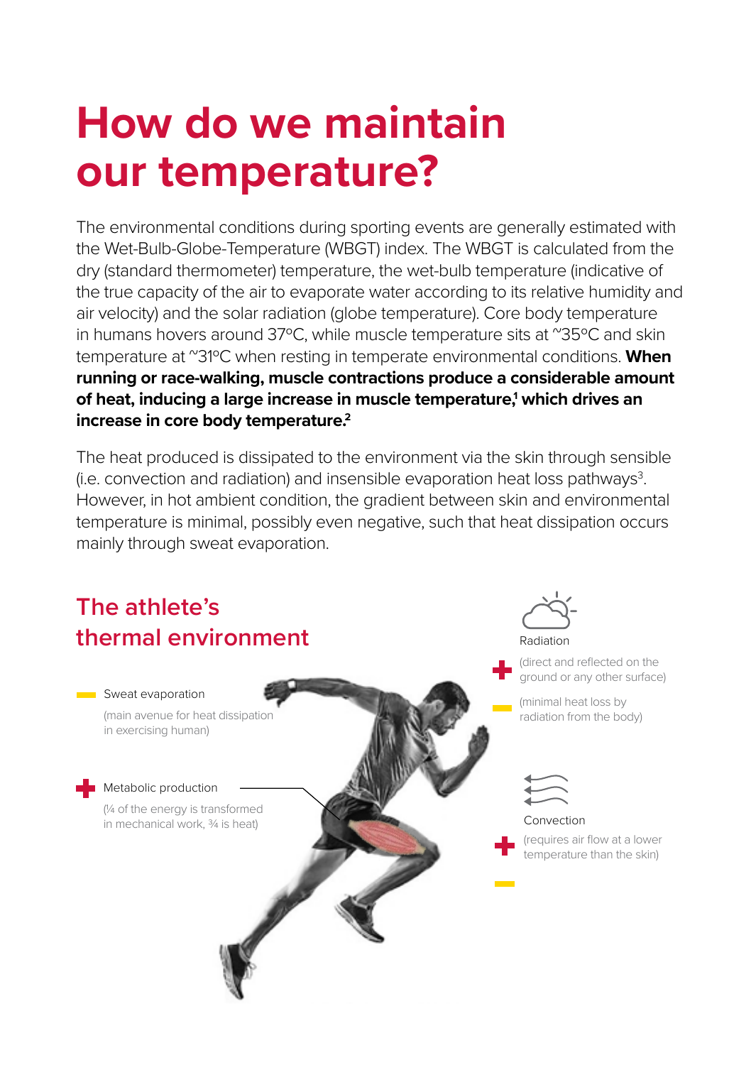# How do we maintain our temperature?

The environmental conditions during sporting events are generally estimated with the Wet-Bulb-Globe-Temperature (WBGT) index. The WBGT is calculated from the dry (standard thermometer) temperature, the wet-bulb temperature (indicative of the true capacity of the air to evaporate water according to its relative humidity and air velocity) and the solar radiation (globe temperature). Core body temperature in humans hovers around 37°C, while muscle temperature sits at ~35°C and skin temperature at ~31°C when resting in temperate environmental conditions. **When running or race-walking, muscle contractions produce a considerable amount of heat, inducing a large increase in muscle temperature,[1] which drives an increase in core body temperature.[2]**

The heat produced is dissipated to the environment via the skin through sensible (i.e. convection and radiation) and insensible evaporation heat loss pathways[3]. However, in hot ambient condition, the gradient between skin and environmental temperature is minimal, possibly even negative, such that heat dissipation occurs mainly through sweat evaporation.

## The athlete's thermal environment

– Sweat evaporation
(main avenue for heat dissipation in exercising human)

+ Metabolic production
(¼ of the energy is transformed in mechanical work, ¾ is heat)

Radiation
+ (direct and reflected on the ground or any other surface)
– (minimal heat loss by radiation from the body)

Convection
+ (requires air flow at a lower temperature than the skin)
–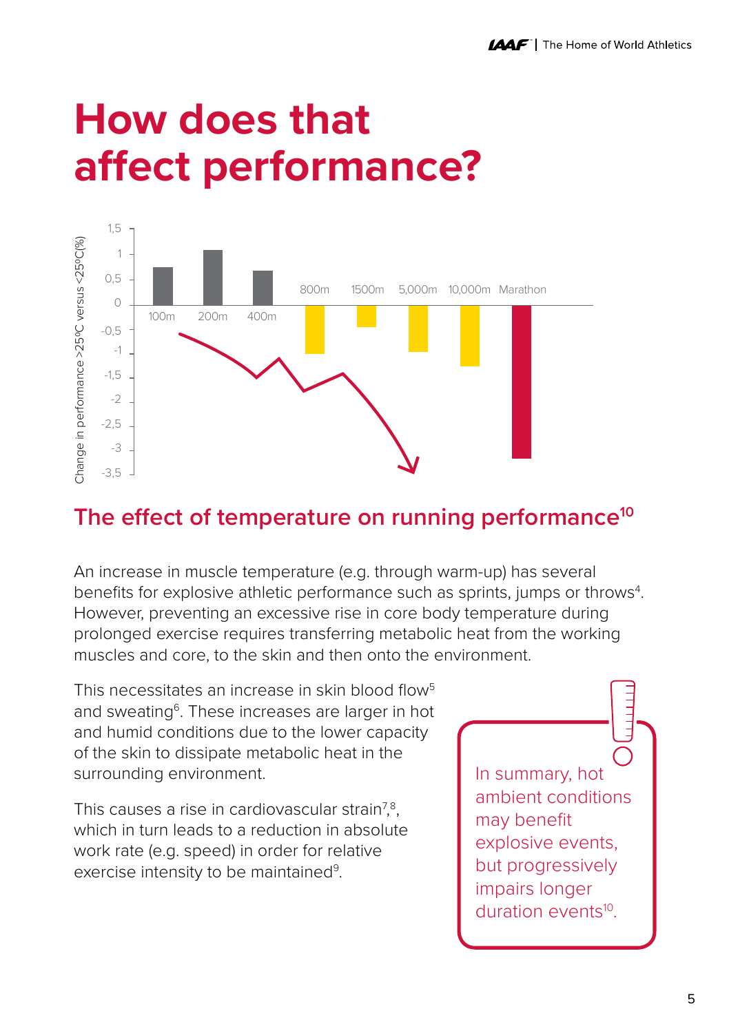# How does that affect performance?

## The effect of temperature on running performance[10]

An increase in muscle temperature (e.g. through warm-up) has several benefits for explosive athletic performance such as sprints, jumps or throws[4]. However, preventing an excessive rise in core body temperature during prolonged exercise requires transferring metabolic heat from the working muscles and core, to the skin and then onto the environment.

This necessitates an increase in skin blood flow[5] and sweating[6]. These increases are larger in hot and humid conditions due to the lower capacity of the skin to dissipate metabolic heat in the surrounding environment.

This causes a rise in cardiovascular strain[7,8], which in turn leads to a reduction in absolute work rate (e.g. speed) in order for relative exercise intensity to be maintained[9].

In summary, hot ambient conditions may benefit explosive events, but progressively impairs longer duration events[10].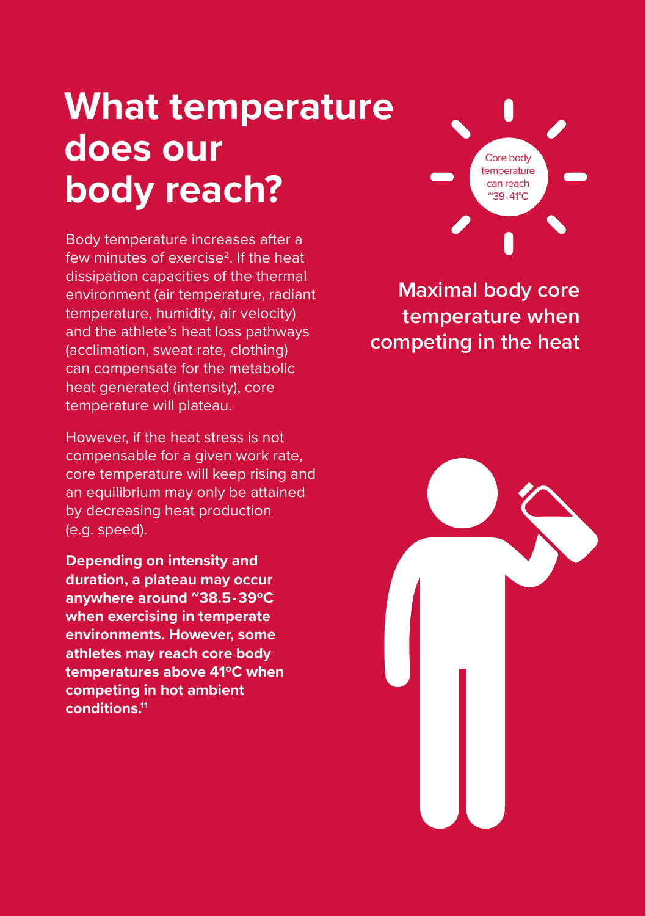# What temperature does our body reach?

Body temperature increases after a few minutes of exercise[2]. If the heat dissipation capacities of the thermal environment (air temperature, radiant temperature, humidity, air velocity) and the athlete's heat loss pathways (acclimation, sweat rate, clothing) can compensate for the metabolic heat generated (intensity), core temperature will plateau.

However, if the heat stress is not compensable for a given work rate, core temperature will keep rising and an equilibrium may only be attained by decreasing heat production (e.g. speed).

**Depending on intensity and duration, a plateau may occur anywhere around ~38.5-39°C when exercising in temperate environments. However, some athletes may reach core body temperatures above 41°C when competing in hot ambient conditions.[11]**

Core body temperature can reach ~39-41°C

## Maximal body core temperature when competing in the heat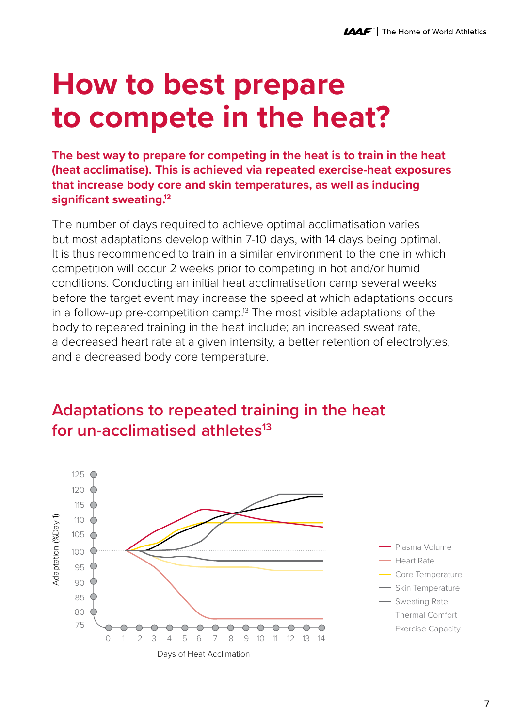# How to best prepare to compete in the heat?

**The best way to prepare for competing in the heat is to train in the heat (heat acclimatise). This is achieved via repeated exercise-heat exposures that increase body core and skin temperatures, as well as inducing significant sweating.[12]**

The number of days required to achieve optimal acclimatisation varies but most adaptations develop within 7-10 days, with 14 days being optimal. It is thus recommended to train in a similar environment to the one in which competition will occur 2 weeks prior to competing in hot and/or humid conditions. Conducting an initial heat acclimatisation camp several weeks before the target event may increase the speed at which adaptations occurs in a follow-up pre-competition camp.[13] The most visible adaptations of the body to repeated training in the heat include; an increased sweat rate, a decreased heart rate at a given intensity, a better retention of electrolytes, and a decreased body core temperature.

## Adaptations to repeated training in the heat for un-acclimatised athletes[13]

Adaptation (%Day 1)

Days of Heat Acclimation

- Plasma Volume
- Heart Rate
- Core Temperature
- Skin Temperature
- Sweating Rate
- Thermal Comfort
- Exercise Capacity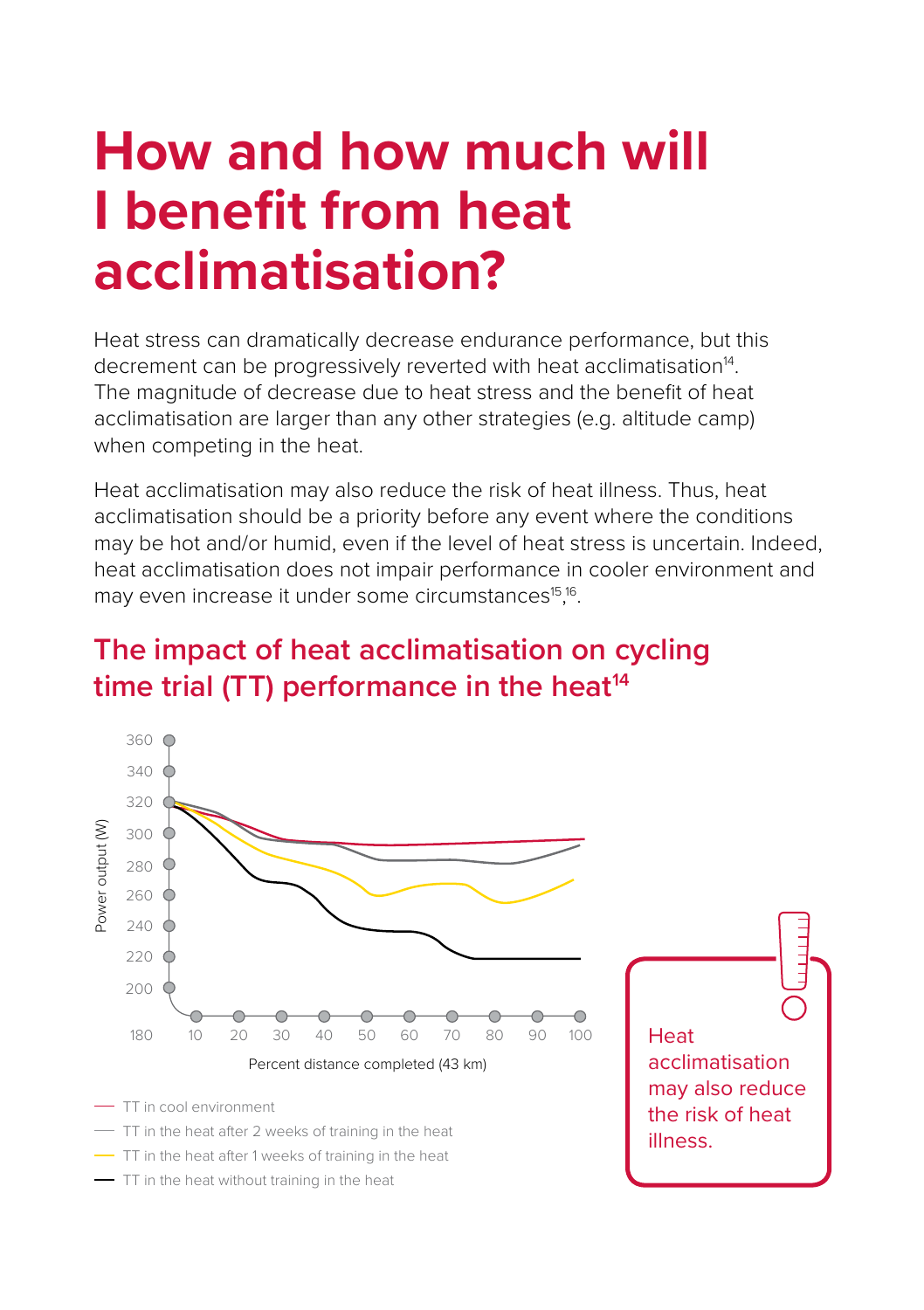# How and how much will I benefit from heat acclimatisation?

Heat stress can dramatically decrease endurance performance, but this decrement can be progressively reverted with heat acclimatisation[14]. The magnitude of decrease due to heat stress and the benefit of heat acclimatisation are larger than any other strategies (e.g. altitude camp) when competing in the heat.

Heat acclimatisation may also reduce the risk of heat illness. Thus, heat acclimatisation should be a priority before any event where the conditions may be hot and/or humid, even if the level of heat stress is uncertain. Indeed, heat acclimatisation does not impair performance in cooler environment and may even increase it under some circumstances[15,16].

## The impact of heat acclimatisation on cycling time trial (TT) performance in the heat[14]

Power output (W)

360, 340, 320, 300, 280, 260, 240, 220, 200, 180

10, 20, 30, 40, 50, 60, 70, 80, 90, 100

Percent distance completed (43 km)

- TT in cool environment
- TT in the heat after 2 weeks of training in the heat
- TT in the heat after 1 weeks of training in the heat
- TT in the heat without training in the heat

Heat acclimatisation may also reduce the risk of heat illness.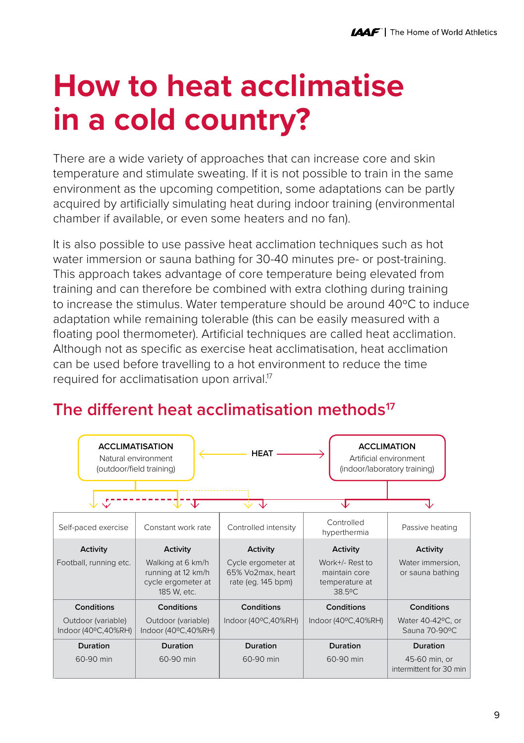# How to heat acclimatise in a cold country?

There are a wide variety of approaches that can increase core and skin temperature and stimulate sweating. If it is not possible to train in the same environment as the upcoming competition, some adaptations can be partly acquired by artificially simulating heat during indoor training (environmental chamber if available, or even some heaters and no fan).

It is also possible to use passive heat acclimation techniques such as hot water immersion or sauna bathing for 30-40 minutes pre- or post-training. This approach takes advantage of core temperature being elevated from training and can therefore be combined with extra clothing during training to increase the stimulus. Water temperature should be around 40ºC to induce adaptation while remaining tolerable (this can be easily measured with a floating pool thermometer). Artificial techniques are called heat acclimation. Although not as specific as exercise heat acclimatisation, heat acclimation can be used before travelling to a hot environment to reduce the time required for acclimatisation upon arrival.[17]

## The different heat acclimatisation methods[17]

**ACCLIMATISATION** – Natural environment (outdoor/field training) ← **HEAT** → **ACCLIMATION** – Artificial environment (indoor/laboratory training)

| Self-paced exercise | Constant work rate | Controlled intensity | Controlled hyperthermia | Passive heating |
|---|---|---|---|---|
| **Activity** | **Activity** | **Activity** | **Activity** | **Activity** |
| Football, running etc. | Walking at 6 km/h running at 12 km/h cycle ergometer at 185 W, etc. | Cycle ergometer at 65% Vo2max, heart rate (eg. 145 bpm) | Work+/- Rest to maintain core temperature at 38.5ºC | Water immersion, or sauna bathing |
| **Conditions** | **Conditions** | **Conditions** | **Conditions** | **Conditions** |
| Outdoor (variable) Indoor (40ºC,40%RH) | Outdoor (variable) Indoor (40ºC,40%RH) | Indoor (40ºC,40%RH) | Indoor (40ºC,40%RH) | Water 40-42ºC, or Sauna 70-90ºC |
| **Duration** | **Duration** | **Duration** | **Duration** | **Duration** |
| 60-90 min | 60-90 min | 60-90 min | 60-90 min | 45-60 min, or intermittent for 30 min |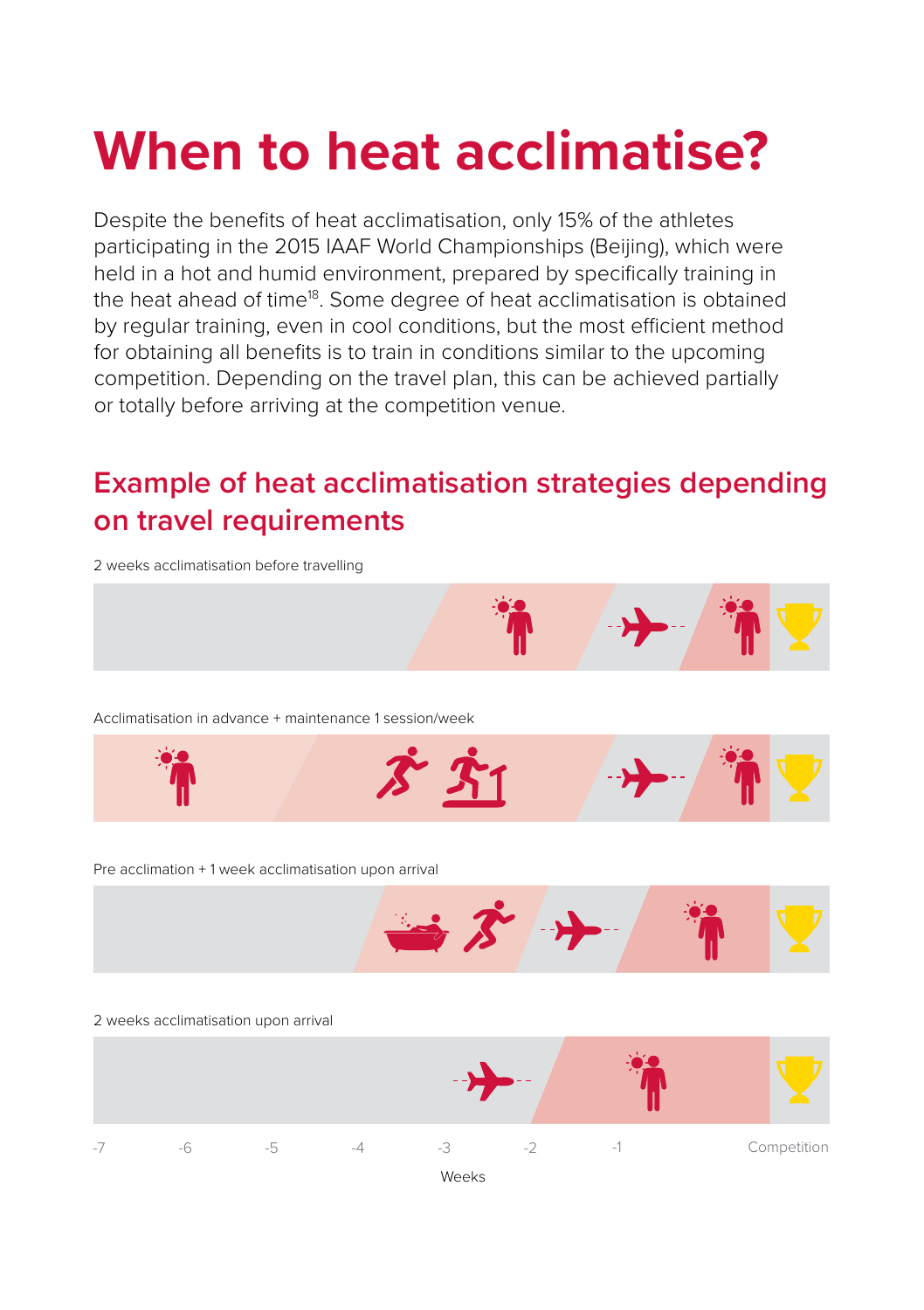# When to heat acclimatise?

Despite the benefits of heat acclimatisation, only 15% of the athletes participating in the 2015 IAAF World Championships (Beijing), which were held in a hot and humid environment, prepared by specifically training in the heat ahead of time[18]. Some degree of heat acclimatisation is obtained by regular training, even in cool conditions, but the most efficient method for obtaining all benefits is to train in conditions similar to the upcoming competition. Depending on the travel plan, this can be achieved partially or totally before arriving at the competition venue.

## Example of heat acclimatisation strategies depending on travel requirements

2 weeks acclimatisation before travelling

Acclimatisation in advance + maintenance 1 session/week

Pre acclimation + 1 week acclimatisation upon arrival

2 weeks acclimatisation upon arrival

-7 -6 -5 -4 -3 -2 -1 Competition

Weeks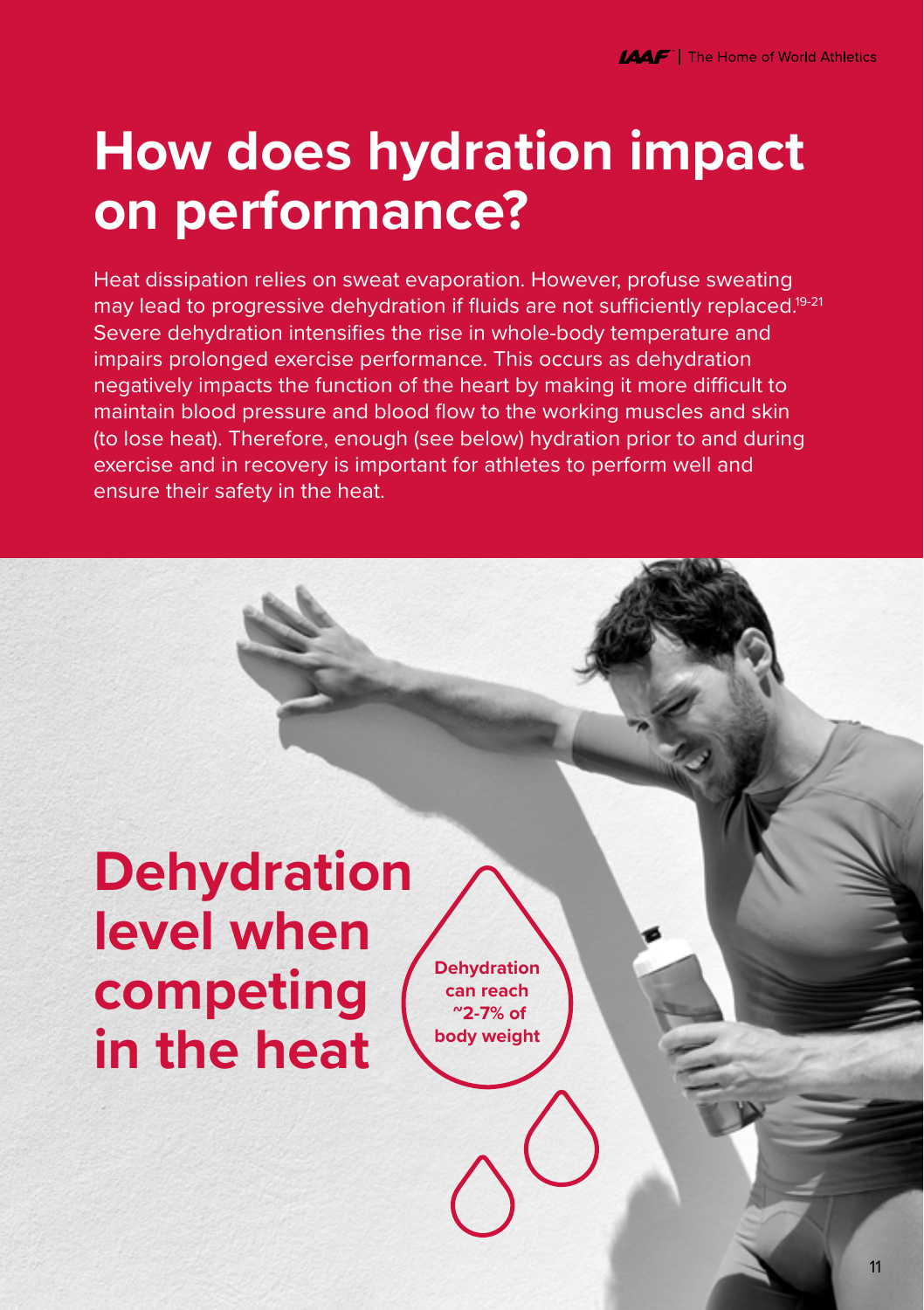# How does hydration impact on performance?

Heat dissipation relies on sweat evaporation. However, profuse sweating may lead to progressive dehydration if fluids are not sufficiently replaced.[19-21] Severe dehydration intensifies the rise in whole-body temperature and impairs prolonged exercise performance. This occurs as dehydration negatively impacts the function of the heart by making it more difficult to maintain blood pressure and blood flow to the working muscles and skin (to lose heat). Therefore, enough (see below) hydration prior to and during exercise and in recovery is important for athletes to perform well and ensure their safety in the heat.

## Dehydration level when competing in the heat

**Dehydration can reach ~2-7% of body weight**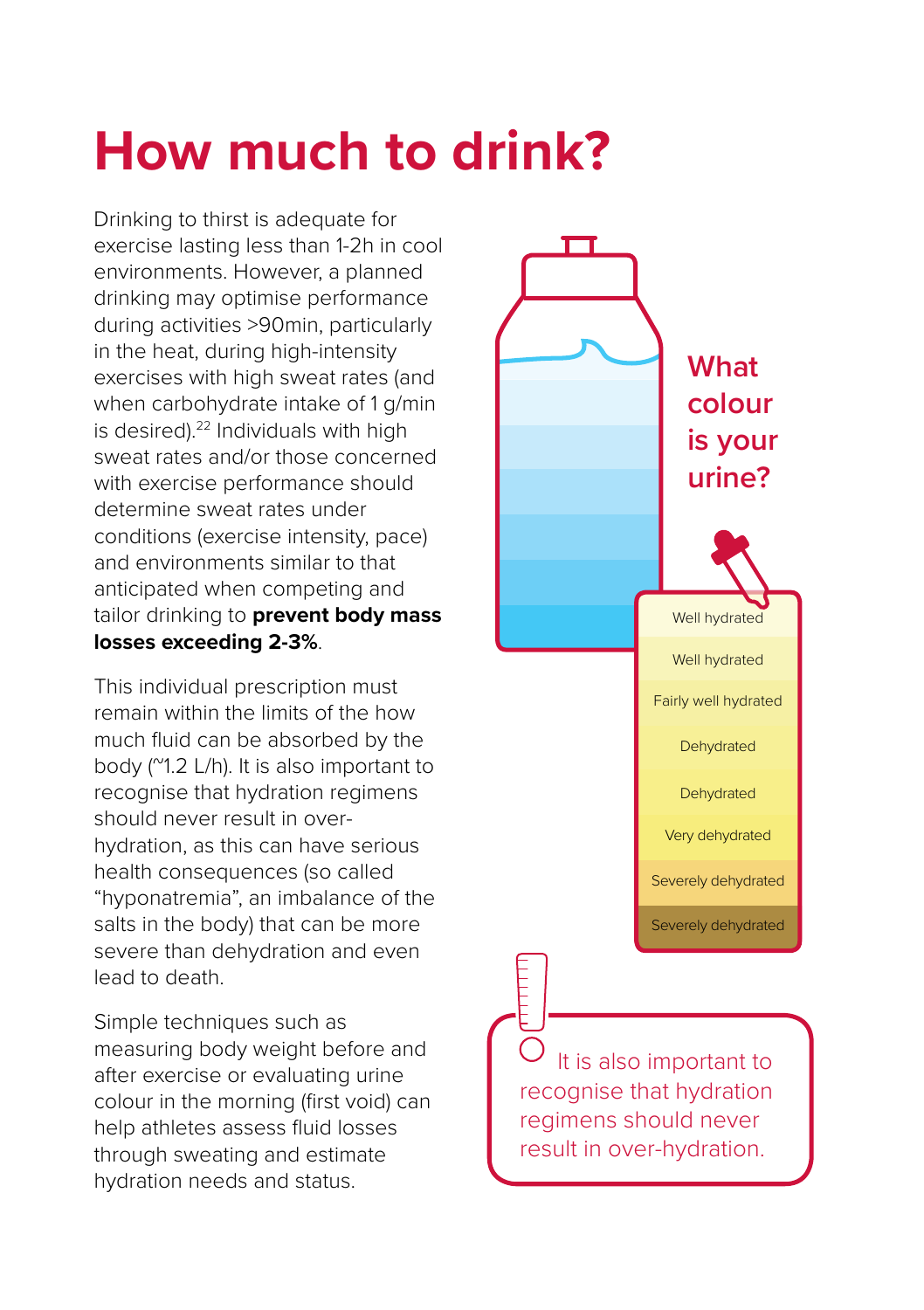# How much to drink?

Drinking to thirst is adequate for exercise lasting less than 1-2h in cool environments. However, a planned drinking may optimise performance during activities >90min, particularly in the heat, during high-intensity exercises with high sweat rates (and when carbohydrate intake of 1 g/min is desired).[22] Individuals with high sweat rates and/or those concerned with exercise performance should determine sweat rates under conditions (exercise intensity, pace) and environments similar to that anticipated when competing and tailor drinking to **prevent body mass losses exceeding 2-3%**.

This individual prescription must remain within the limits of the how much fluid can be absorbed by the body (~1.2 L/h). It is also important to recognise that hydration regimens should never result in over-hydration, as this can have serious health consequences (so called "hyponatremia", an imbalance of the salts in the body) that can be more severe than dehydration and even lead to death.

Simple techniques such as measuring body weight before and after exercise or evaluating urine colour in the morning (first void) can help athletes assess fluid losses through sweating and estimate hydration needs and status.

## What colour is your urine?

- Well hydrated
- Well hydrated
- Fairly well hydrated
- Dehydrated
- Dehydrated
- Very dehydrated
- Severely dehydrated
- Severely dehydrated

It is also important to recognise that hydration regimens should never result in over-hydration.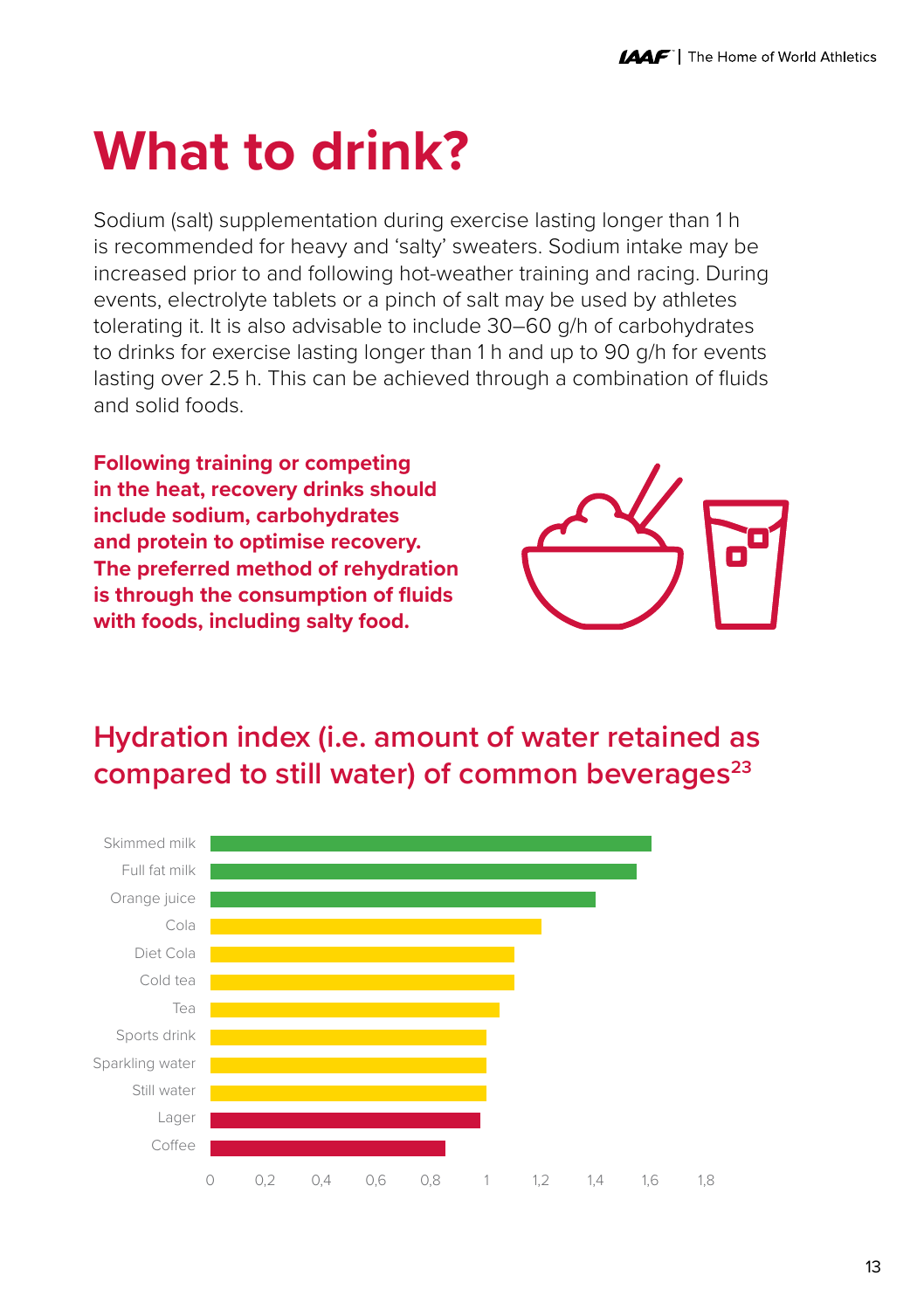# What to drink?

Sodium (salt) supplementation during exercise lasting longer than 1 h is recommended for heavy and 'salty' sweaters. Sodium intake may be increased prior to and following hot-weather training and racing. During events, electrolyte tablets or a pinch of salt may be used by athletes tolerating it. It is also advisable to include 30–60 g/h of carbohydrates to drinks for exercise lasting longer than 1 h and up to 90 g/h for events lasting over 2.5 h. This can be achieved through a combination of fluids and solid foods.

**Following training or competing in the heat, recovery drinks should include sodium, carbohydrates and protein to optimise recovery. The preferred method of rehydration is through the consumption of fluids with foods, including salty food.**

## Hydration index (i.e. amount of water retained as compared to still water) of common beverages[23]

Skimmed milk
Full fat milk
Orange juice
Cola
Diet Cola
Cold tea
Tea
Sports drink
Sparkling water
Still water
Lager
Coffee

0 0,2 0,4 0,6 0,8 1 1,2 1,4 1,6 1,8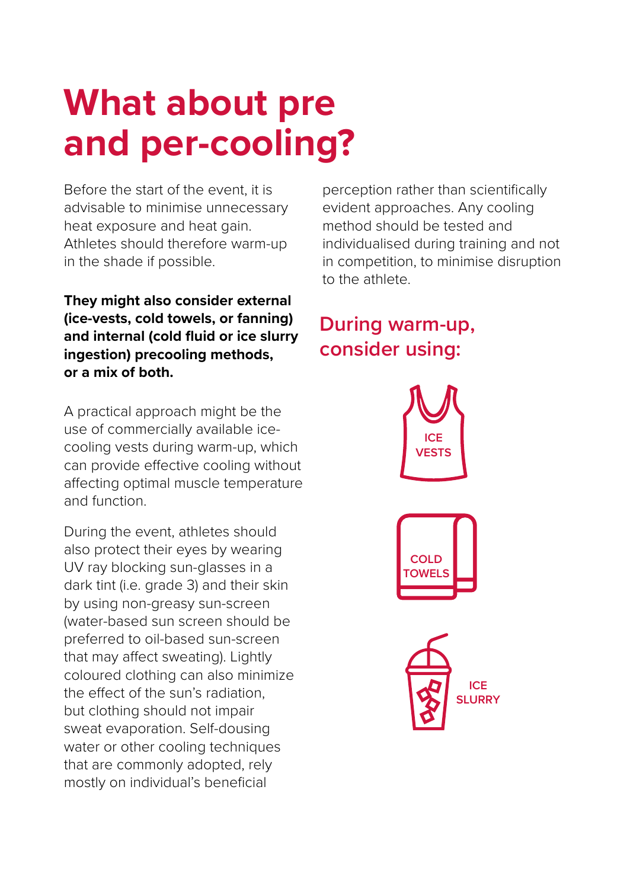# What about pre and per-cooling?

Before the start of the event, it is advisable to minimise unnecessary heat exposure and heat gain. Athletes should therefore warm-up in the shade if possible.

**They might also consider external (ice-vests, cold towels, or fanning) and internal (cold fluid or ice slurry ingestion) precooling methods, or a mix of both.**

A practical approach might be the use of commercially available ice-cooling vests during warm-up, which can provide effective cooling without affecting optimal muscle temperature and function.

During the event, athletes should also protect their eyes by wearing UV ray blocking sun-glasses in a dark tint (i.e. grade 3) and their skin by using non-greasy sun-screen (water-based sun screen should be preferred to oil-based sun-screen that may affect sweating). Lightly coloured clothing can also minimize the effect of the sun's radiation, but clothing should not impair sweat evaporation. Self-dousing water or other cooling techniques that are commonly adopted, rely mostly on individual's beneficial perception rather than scientifically evident approaches. Any cooling method should be tested and individualised during training and not in competition, to minimise disruption to the athlete.

## During warm-up, consider using:

ICE VESTS

COLD TOWELS

ICE SLURRY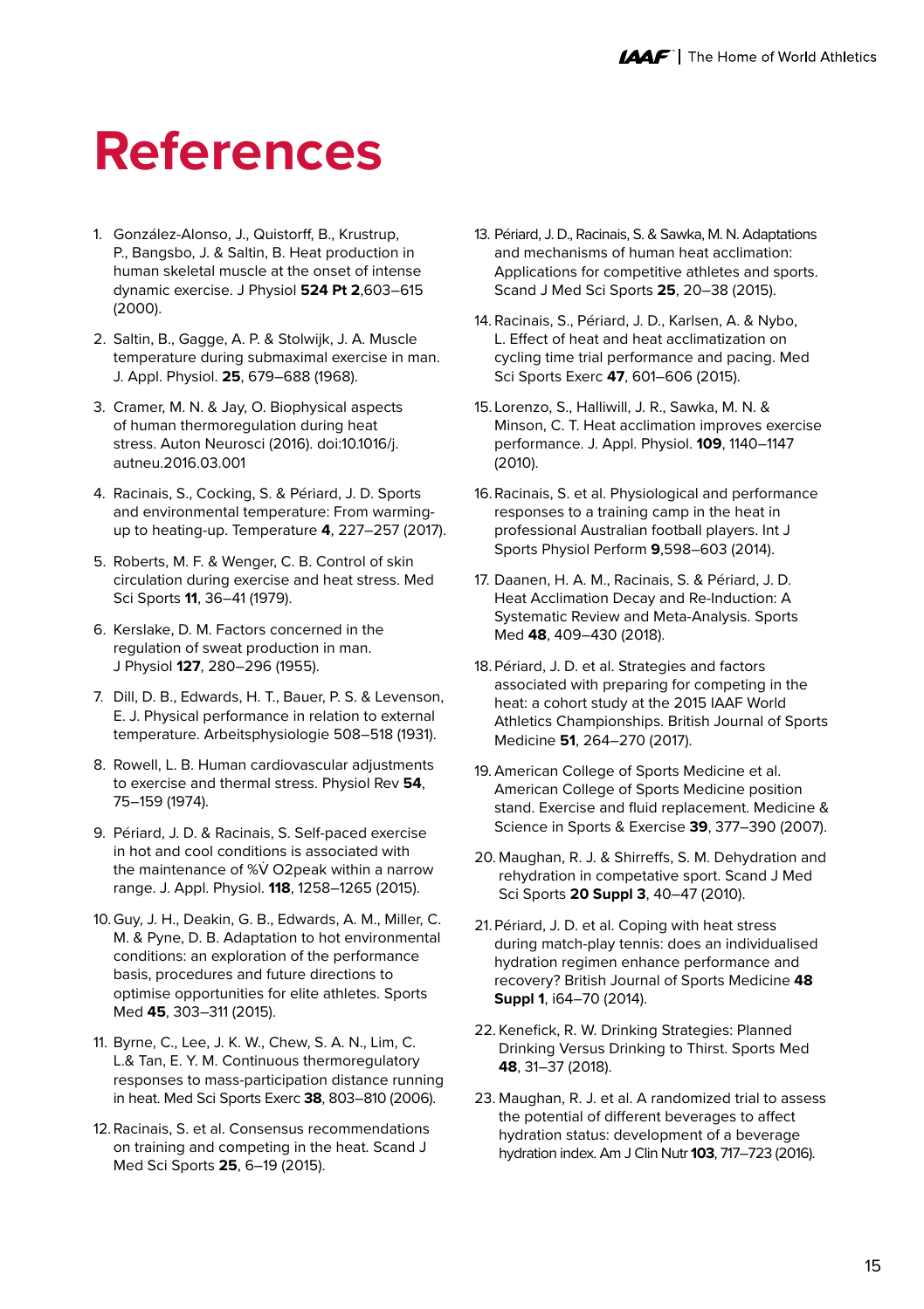# References

1. González-Alonso, J., Quistorff, B., Krustrup, P., Bangsbo, J. & Saltin, B. Heat production in human skeletal muscle at the onset of intense dynamic exercise. J Physiol **524 Pt 2**,603–615 (2000).

2. Saltin, B., Gagge, A. P. & Stolwijk, J. A. Muscle temperature during submaximal exercise in man. J. Appl. Physiol. **25**, 679–688 (1968).

3. Cramer, M. N. & Jay, O. Biophysical aspects of human thermoregulation during heat stress. Auton Neurosci (2016). doi:10.1016/j.autneu.2016.03.001

4. Racinais, S., Cocking, S. & Périard, J. D. Sports and environmental temperature: From warming-up to heating-up. Temperature **4**, 227–257 (2017).

5. Roberts, M. F. & Wenger, C. B. Control of skin circulation during exercise and heat stress. Med Sci Sports **11**, 36–41 (1979).

6. Kerslake, D. M. Factors concerned in the regulation of sweat production in man. J Physiol **127**, 280–296 (1955).

7. Dill, D. B., Edwards, H. T., Bauer, P. S. & Levenson, E. J. Physical performance in relation to external temperature. Arbeitsphysiologie 508–518 (1931).

8. Rowell, L. B. Human cardiovascular adjustments to exercise and thermal stress. Physiol Rev **54**, 75–159 (1974).

9. Périard, J. D. & Racinais, S. Self-paced exercise in hot and cool conditions is associated with the maintenance of %V̇ O2peak within a narrow range. J. Appl. Physiol. **118**, 1258–1265 (2015).

10. Guy, J. H., Deakin, G. B., Edwards, A. M., Miller, C. M. & Pyne, D. B. Adaptation to hot environmental conditions: an exploration of the performance basis, procedures and future directions to optimise opportunities for elite athletes. Sports Med **45**, 303–311 (2015).

11. Byrne, C., Lee, J. K. W., Chew, S. A. N., Lim, C. L.& Tan, E. Y. M. Continuous thermoregulatory responses to mass-participation distance running in heat. Med Sci Sports Exerc **38**, 803–810 (2006).

12. Racinais, S. et al. Consensus recommendations on training and competing in the heat. Scand J Med Sci Sports **25**, 6–19 (2015).

13. Périard, J. D., Racinais, S. & Sawka, M. N. Adaptations and mechanisms of human heat acclimation: Applications for competitive athletes and sports. Scand J Med Sci Sports **25**, 20–38 (2015).

14. Racinais, S., Périard, J. D., Karlsen, A. & Nybo, L. Effect of heat and heat acclimatization on cycling time trial performance and pacing. Med Sci Sports Exerc **47**, 601–606 (2015).

15. Lorenzo, S., Halliwill, J. R., Sawka, M. N. & Minson, C. T. Heat acclimation improves exercise performance. J. Appl. Physiol. **109**, 1140–1147 (2010).

16. Racinais, S. et al. Physiological and performance responses to a training camp in the heat in professional Australian football players. Int J Sports Physiol Perform **9**,598–603 (2014).

17. Daanen, H. A. M., Racinais, S. & Périard, J. D. Heat Acclimation Decay and Re-Induction: A Systematic Review and Meta-Analysis. Sports Med **48**, 409–430 (2018).

18. Périard, J. D. et al. Strategies and factors associated with preparing for competing in the heat: a cohort study at the 2015 IAAF World Athletics Championships. British Journal of Sports Medicine **51**, 264–270 (2017).

19. American College of Sports Medicine et al. American College of Sports Medicine position stand. Exercise and fluid replacement. Medicine & Science in Sports & Exercise **39**, 377–390 (2007).

20. Maughan, R. J. & Shirreffs, S. M. Dehydration and rehydration in competative sport. Scand J Med Sci Sports **20 Suppl 3**, 40–47 (2010).

21. Périard, J. D. et al. Coping with heat stress during match-play tennis: does an individualised hydration regimen enhance performance and recovery? British Journal of Sports Medicine **48 Suppl 1**, i64–70 (2014).

22. Kenefick, R. W. Drinking Strategies: Planned Drinking Versus Drinking to Thirst. Sports Med **48**, 31–37 (2018).

23. Maughan, R. J. et al. A randomized trial to assess the potential of different beverages to affect hydration status: development of a beverage hydration index. Am J Clin Nutr **103**, 717–723 (2016).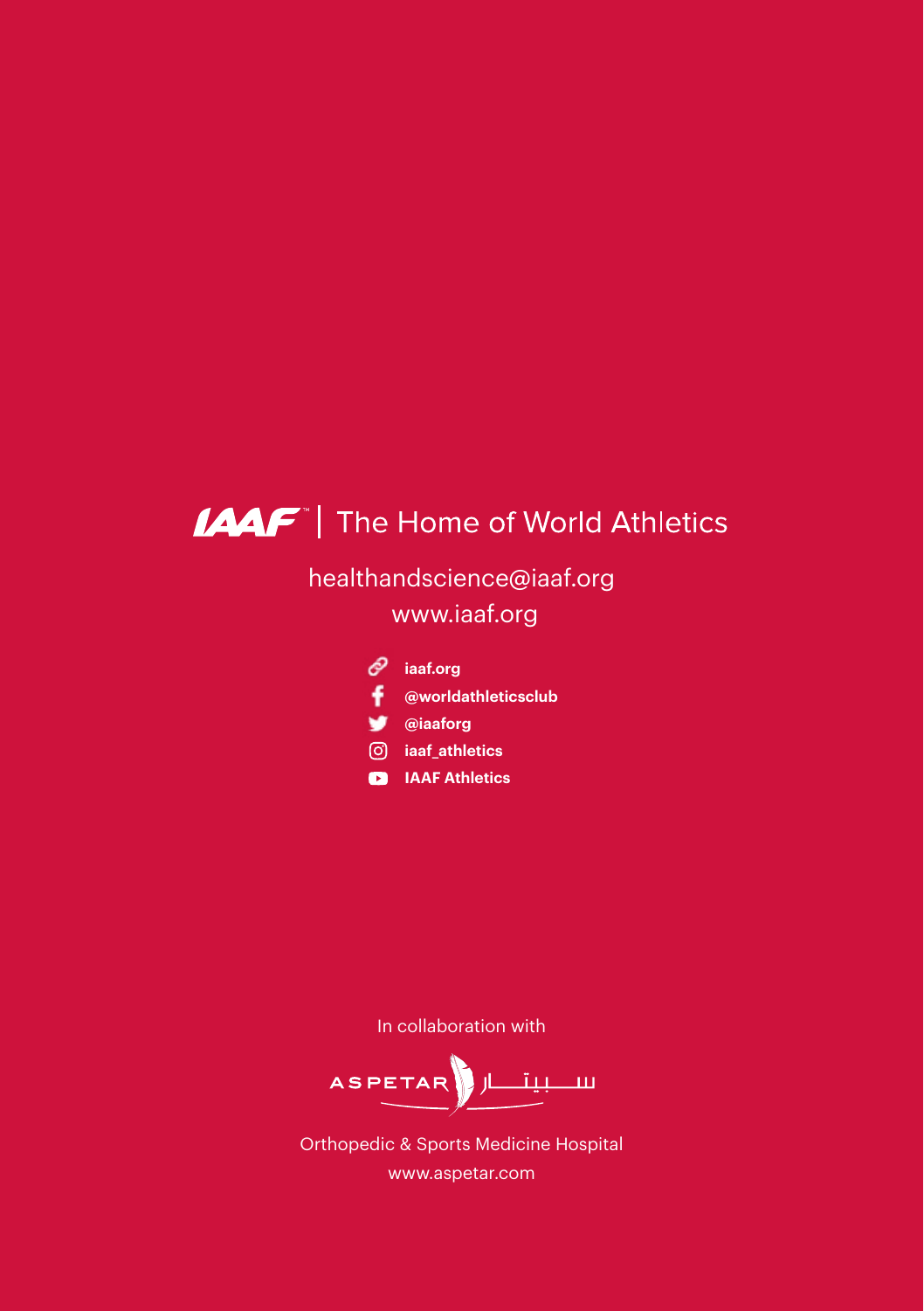IAAF | The Home of World Athletics

healthandscience@iaaf.org

www.iaaf.org

- **iaaf.org**
- **@worldathleticsclub**
- **@iaaforg**
- **iaaf_athletics**
- **IAAF Athletics**

In collaboration with

ASPETAR سبيتار

Orthopedic & Sports Medicine Hospital

www.aspetar.com